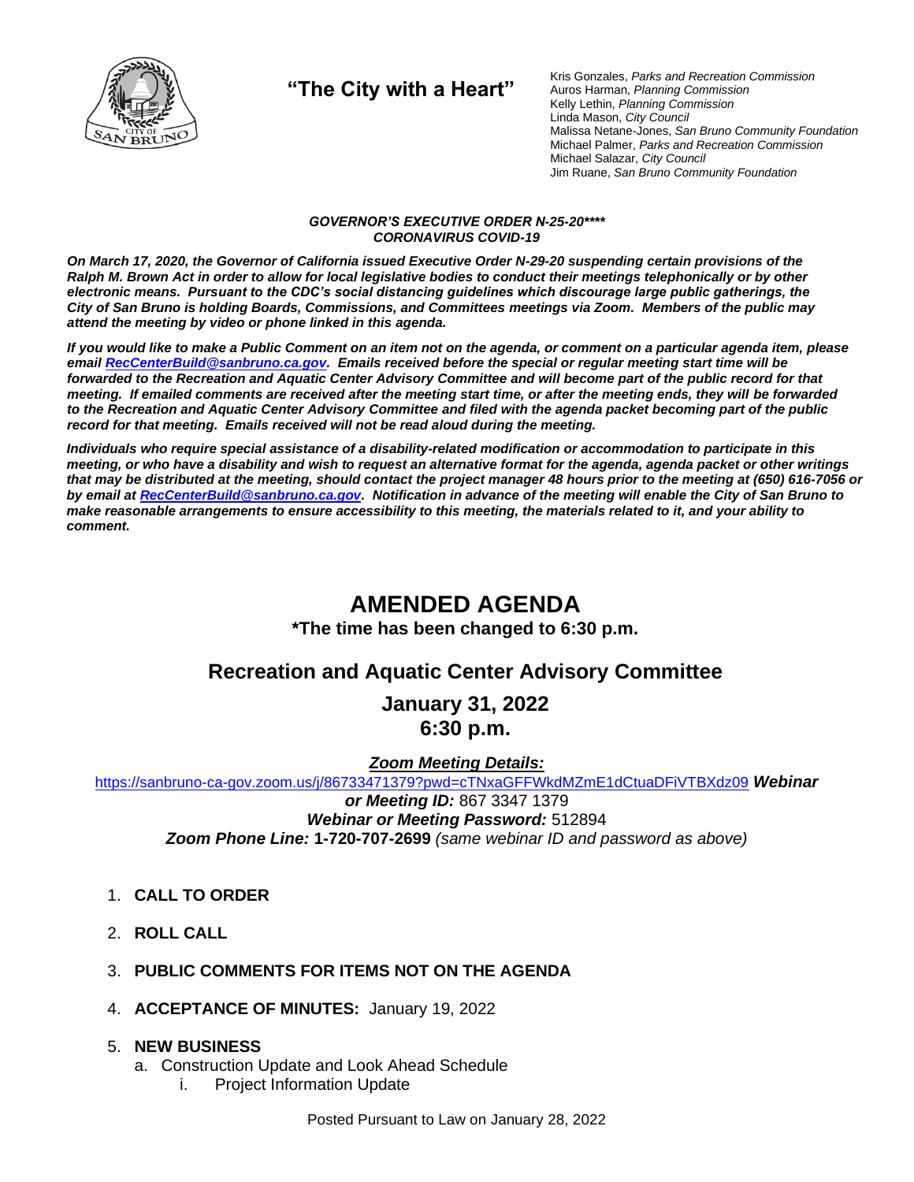**"The City with a Heart"**

Kris Gonzales, *Parks and Recreation Commission*
Auros Harman, *Planning Commission*
Kelly Lethin, *Planning Commission*
Linda Mason, *City Council*
Malissa Netane-Jones, *San Bruno Community Foundation*
Michael Palmer, *Parks and Recreation Commission*
Michael Salazar, *City Council*
Jim Ruane, *San Bruno Community Foundation*

***GOVERNOR'S EXECUTIVE ORDER N-25-20*\*\*\****
***CORONAVIRUS COVID-19***

***On March 17, 2020, the Governor of California issued Executive Order N-29-20 suspending certain provisions of the Ralph M. Brown Act in order to allow for local legislative bodies to conduct their meetings telephonically or by other electronic means. Pursuant to the CDC's social distancing guidelines which discourage large public gatherings, the City of San Bruno is holding Boards, Commissions, and Committees meetings via Zoom. Members of the public may attend the meeting by video or phone linked in this agenda.***

***If you would like to make a Public Comment on an item not on the agenda, or comment on a particular agenda item, please email RecCenterBuild@sanbruno.ca.gov. Emails received before the special or regular meeting start time will be forwarded to the Recreation and Aquatic Center Advisory Committee and will become part of the public record for that meeting. If emailed comments are received after the meeting start time, or after the meeting ends, they will be forwarded to the Recreation and Aquatic Center Advisory Committee and filed with the agenda packet becoming part of the public record for that meeting. Emails received will not be read aloud during the meeting.***

***Individuals who require special assistance of a disability-related modification or accommodation to participate in this meeting, or who have a disability and wish to request an alternative format for the agenda, agenda packet or other writings that may be distributed at the meeting, should contact the project manager 48 hours prior to the meeting at (650) 616-7056 or by email at RecCenterBuild@sanbruno.ca.gov. Notification in advance of the meeting will enable the City of San Bruno to make reasonable arrangements to ensure accessibility to this meeting, the materials related to it, and your ability to comment.***

# AMENDED AGENDA

**\*The time has been changed to 6:30 p.m.**

## Recreation and Aquatic Center Advisory Committee

## January 31, 2022
## 6:30 p.m.

***Zoom Meeting Details:***
https://sanbruno-ca-gov.zoom.us/j/86733471379?pwd=cTNxaGFFWkdMZmE1dCtuaDFiVTBXdz09 ***Webinar or Meeting ID:*** 867 3347 1379
***Webinar or Meeting Password:*** 512894
***Zoom Phone Line:*** **1-720-707-2699** *(same webinar ID and password as above)*

1. **CALL TO ORDER**
2. **ROLL CALL**
3. **PUBLIC COMMENTS FOR ITEMS NOT ON THE AGENDA**
4. **ACCEPTANCE OF MINUTES:** January 19, 2022
5. **NEW BUSINESS**
   a. Construction Update and Look Ahead Schedule
      i. Project Information Update

Posted Pursuant to Law on January 28, 2022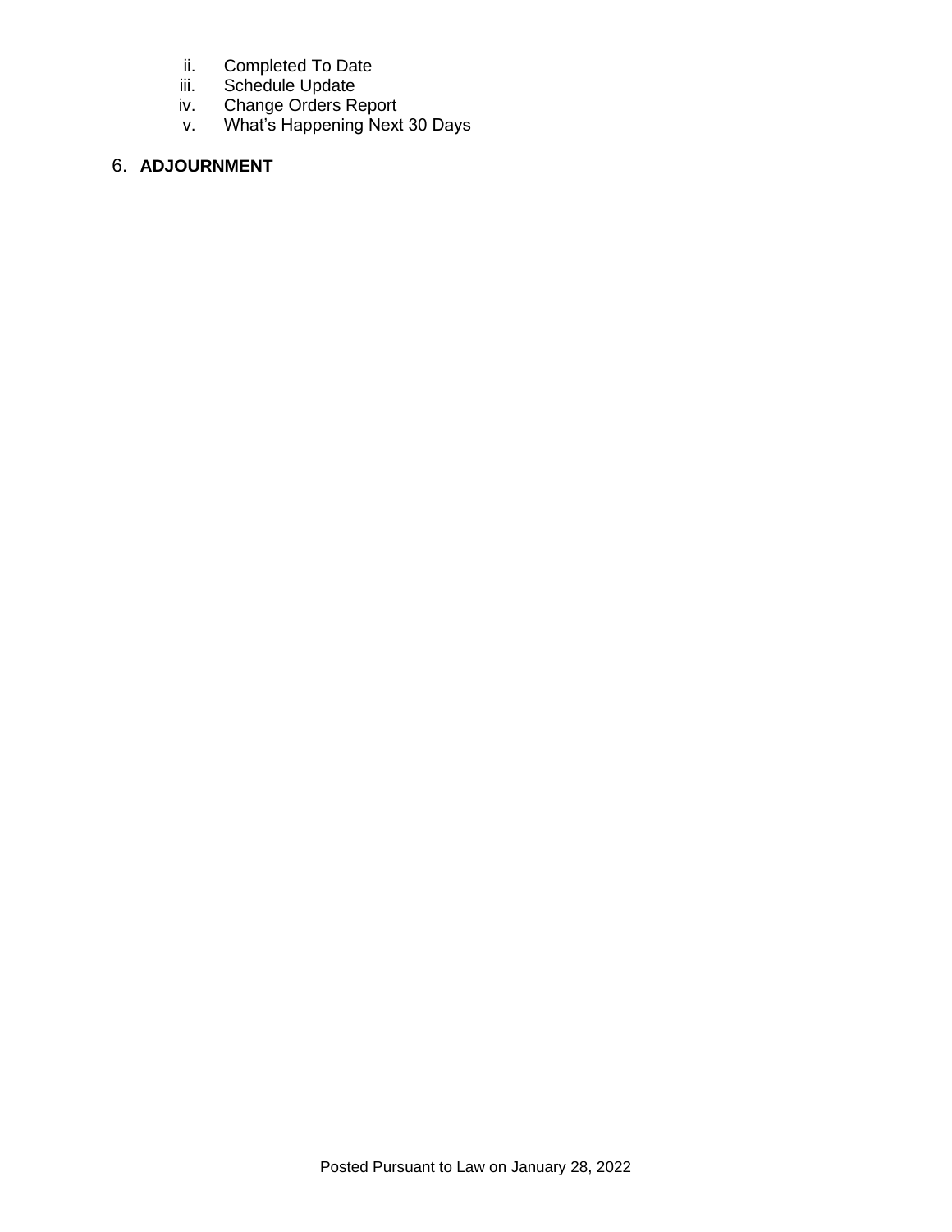ii. Completed To Date
iii. Schedule Update
iv. Change Orders Report
v. What's Happening Next 30 Days

6. **ADJOURNMENT**

Posted Pursuant to Law on January 28, 2022